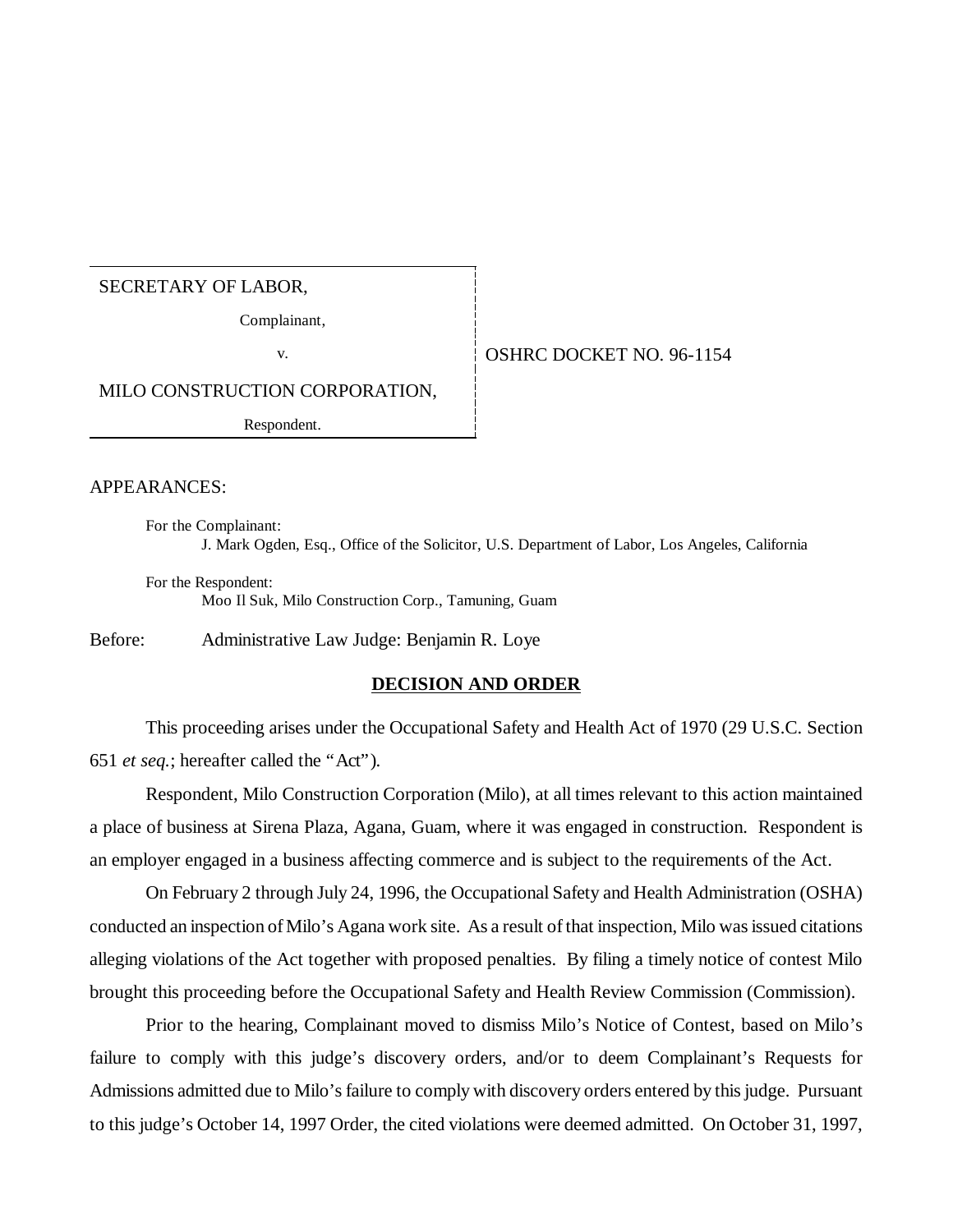SECRETARY OF LABOR,

Complainant,

v.

MILO CONSTRUCTION CORPORATION,

Respondent.

OSHRC DOCKET NO. 96-1154

APPEARANCES:

For the Complainant:
J. Mark Ogden, Esq., Office of the Solicitor, U.S. Department of Labor, Los Angeles, California

For the Respondent:
Moo Il Suk, Milo Construction Corp., Tamuning, Guam

Before: Administrative Law Judge: Benjamin R. Loye

## DECISION AND ORDER

This proceeding arises under the Occupational Safety and Health Act of 1970 (29 U.S.C. Section 651 *et seq.*; hereafter called the "Act").

Respondent, Milo Construction Corporation (Milo), at all times relevant to this action maintained a place of business at Sirena Plaza, Agana, Guam, where it was engaged in construction. Respondent is an employer engaged in a business affecting commerce and is subject to the requirements of the Act.

On February 2 through July 24, 1996, the Occupational Safety and Health Administration (OSHA) conducted an inspection of Milo's Agana work site. As a result of that inspection, Milo was issued citations alleging violations of the Act together with proposed penalties. By filing a timely notice of contest Milo brought this proceeding before the Occupational Safety and Health Review Commission (Commission).

Prior to the hearing, Complainant moved to dismiss Milo's Notice of Contest, based on Milo's failure to comply with this judge's discovery orders, and/or to deem Complainant's Requests for Admissions admitted due to Milo's failure to comply with discovery orders entered by this judge. Pursuant to this judge's October 14, 1997 Order, the cited violations were deemed admitted. On October 31, 1997,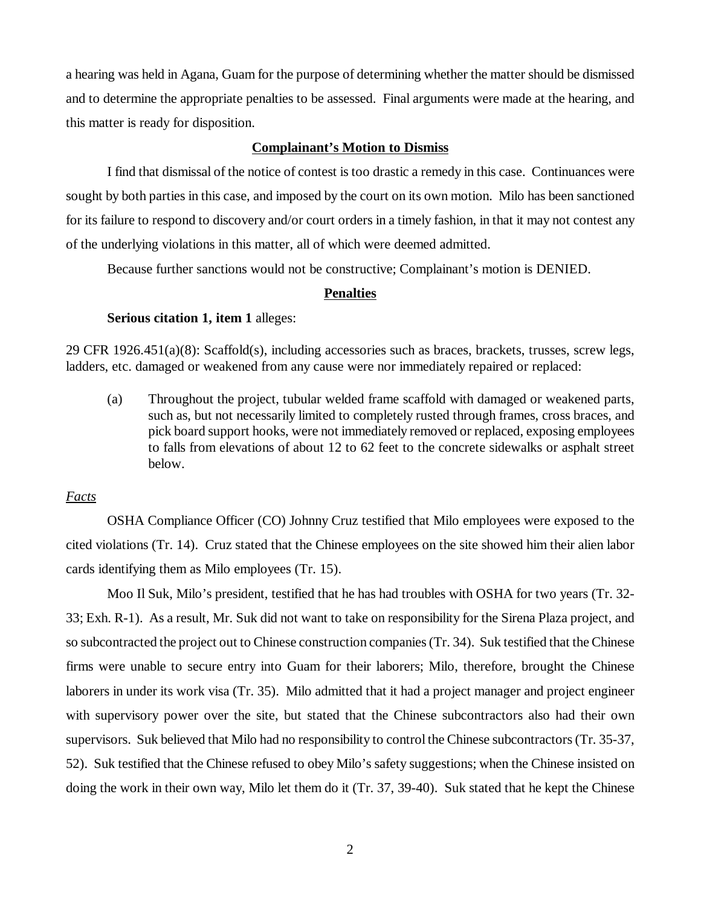a hearing was held in Agana, Guam for the purpose of determining whether the matter should be dismissed and to determine the appropriate penalties to be assessed. Final arguments were made at the hearing, and this matter is ready for disposition.

## Complainant's Motion to Dismiss

I find that dismissal of the notice of contest is too drastic a remedy in this case. Continuances were sought by both parties in this case, and imposed by the court on its own motion. Milo has been sanctioned for its failure to respond to discovery and/or court orders in a timely fashion, in that it may not contest any of the underlying violations in this matter, all of which were deemed admitted.

Because further sanctions would not be constructive; Complainant's motion is DENIED.

## Penalties

**Serious citation 1, item 1** alleges:

29 CFR 1926.451(a)(8): Scaffold(s), including accessories such as braces, brackets, trusses, screw legs, ladders, etc. damaged or weakened from any cause were nor immediately repaired or replaced:

(a) Throughout the project, tubular welded frame scaffold with damaged or weakened parts, such as, but not necessarily limited to completely rusted through frames, cross braces, and pick board support hooks, were not immediately removed or replaced, exposing employees to falls from elevations of about 12 to 62 feet to the concrete sidewalks or asphalt street below.

*Facts*

OSHA Compliance Officer (CO) Johnny Cruz testified that Milo employees were exposed to the cited violations (Tr. 14). Cruz stated that the Chinese employees on the site showed him their alien labor cards identifying them as Milo employees (Tr. 15).

Moo Il Suk, Milo's president, testified that he has had troubles with OSHA for two years (Tr. 32-33; Exh. R-1). As a result, Mr. Suk did not want to take on responsibility for the Sirena Plaza project, and so subcontracted the project out to Chinese construction companies (Tr. 34). Suk testified that the Chinese firms were unable to secure entry into Guam for their laborers; Milo, therefore, brought the Chinese laborers in under its work visa (Tr. 35). Milo admitted that it had a project manager and project engineer with supervisory power over the site, but stated that the Chinese subcontractors also had their own supervisors. Suk believed that Milo had no responsibility to control the Chinese subcontractors (Tr. 35-37, 52). Suk testified that the Chinese refused to obey Milo's safety suggestions; when the Chinese insisted on doing the work in their own way, Milo let them do it (Tr. 37, 39-40). Suk stated that he kept the Chinese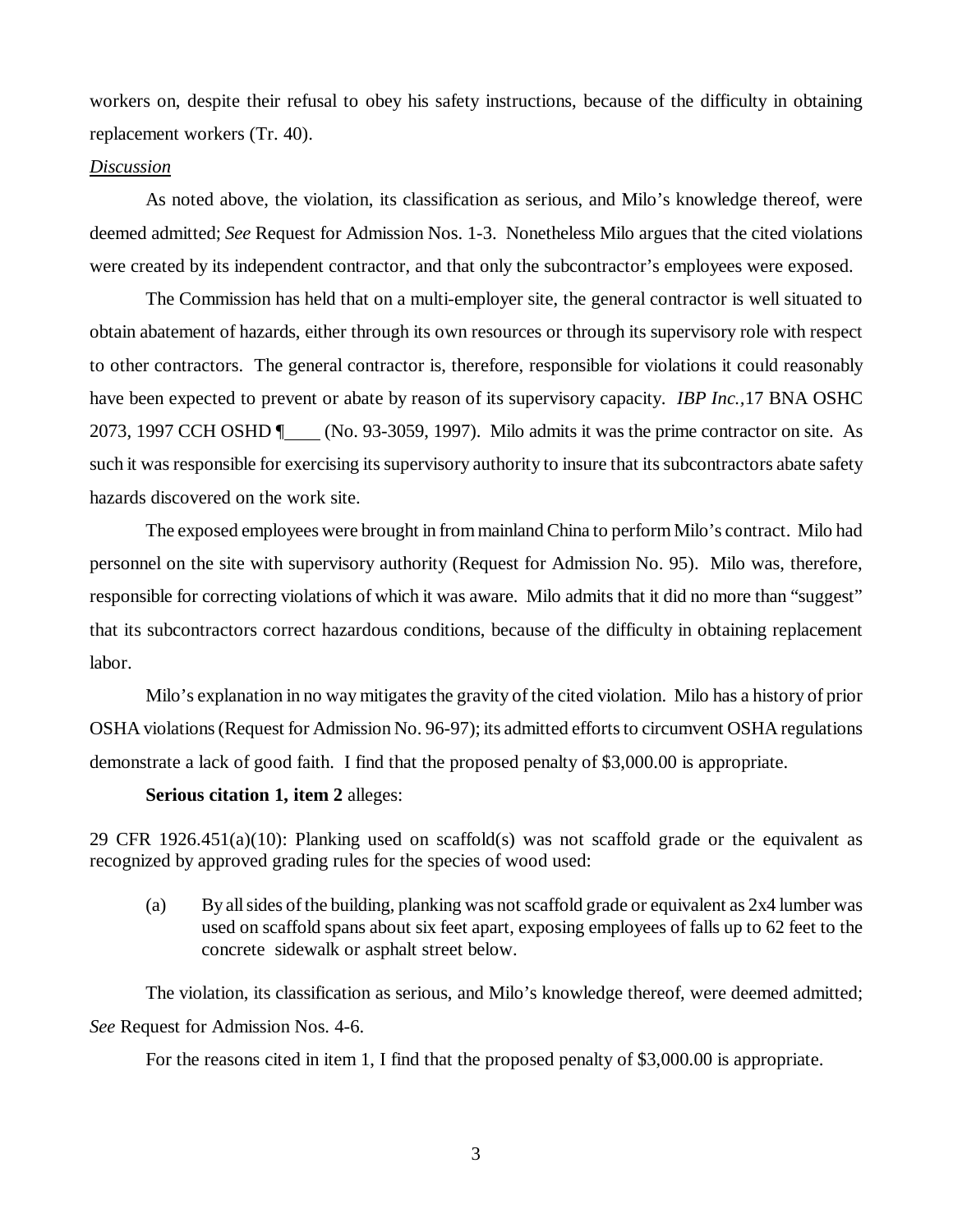workers on, despite their refusal to obey his safety instructions, because of the difficulty in obtaining replacement workers (Tr. 40).

*Discussion*

As noted above, the violation, its classification as serious, and Milo's knowledge thereof, were deemed admitted; *See* Request for Admission Nos. 1-3. Nonetheless Milo argues that the cited violations were created by its independent contractor, and that only the subcontractor's employees were exposed.

The Commission has held that on a multi-employer site, the general contractor is well situated to obtain abatement of hazards, either through its own resources or through its supervisory role with respect to other contractors. The general contractor is, therefore, responsible for violations it could reasonably have been expected to prevent or abate by reason of its supervisory capacity. *IBP Inc.*,17 BNA OSHC 2073, 1997 CCH OSHD ¶____ (No. 93-3059, 1997). Milo admits it was the prime contractor on site. As such it was responsible for exercising its supervisory authority to insure that its subcontractors abate safety hazards discovered on the work site.

The exposed employees were brought in from mainland China to perform Milo's contract. Milo had personnel on the site with supervisory authority (Request for Admission No. 95). Milo was, therefore, responsible for correcting violations of which it was aware. Milo admits that it did no more than "suggest" that its subcontractors correct hazardous conditions, because of the difficulty in obtaining replacement labor.

Milo's explanation in no way mitigates the gravity of the cited violation. Milo has a history of prior OSHA violations (Request for Admission No. 96-97); its admitted efforts to circumvent OSHA regulations demonstrate a lack of good faith. I find that the proposed penalty of $3,000.00 is appropriate.

**Serious citation 1, item 2** alleges:

29 CFR 1926.451(a)(10): Planking used on scaffold(s) was not scaffold grade or the equivalent as recognized by approved grading rules for the species of wood used:

(a) By all sides of the building, planking was not scaffold grade or equivalent as 2x4 lumber was used on scaffold spans about six feet apart, exposing employees of falls up to 62 feet to the concrete sidewalk or asphalt street below.

The violation, its classification as serious, and Milo's knowledge thereof, were deemed admitted; *See* Request for Admission Nos. 4-6.

For the reasons cited in item 1, I find that the proposed penalty of $3,000.00 is appropriate.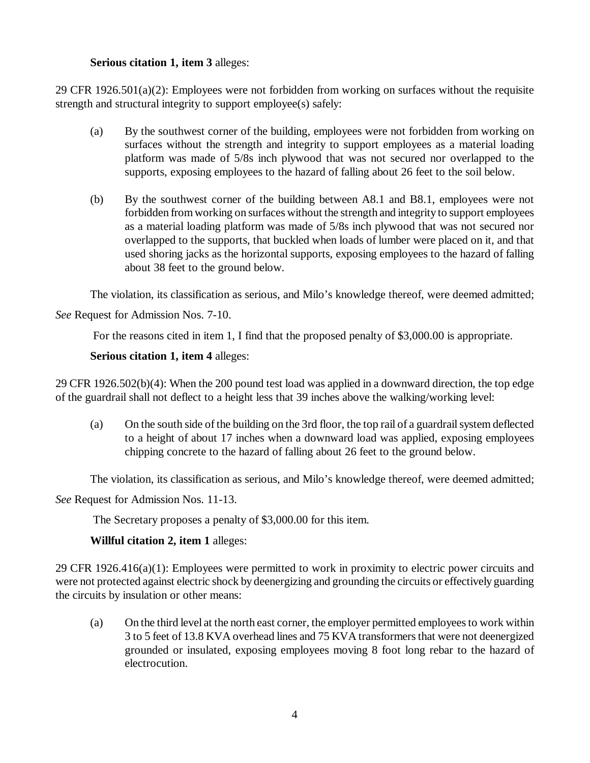**Serious citation 1, item 3** alleges:

29 CFR 1926.501(a)(2): Employees were not forbidden from working on surfaces without the requisite strength and structural integrity to support employee(s) safely:

(a) By the southwest corner of the building, employees were not forbidden from working on surfaces without the strength and integrity to support employees as a material loading platform was made of 5/8s inch plywood that was not secured nor overlapped to the supports, exposing employees to the hazard of falling about 26 feet to the soil below.

(b) By the southwest corner of the building between A8.1 and B8.1, employees were not forbidden from working on surfaces without the strength and integrity to support employees as a material loading platform was made of 5/8s inch plywood that was not secured nor overlapped to the supports, that buckled when loads of lumber were placed on it, and that used shoring jacks as the horizontal supports, exposing employees to the hazard of falling about 38 feet to the ground below.

The violation, its classification as serious, and Milo's knowledge thereof, were deemed admitted; *See* Request for Admission Nos. 7-10.

For the reasons cited in item 1, I find that the proposed penalty of $3,000.00 is appropriate.

**Serious citation 1, item 4** alleges:

29 CFR 1926.502(b)(4): When the 200 pound test load was applied in a downward direction, the top edge of the guardrail shall not deflect to a height less that 39 inches above the walking/working level:

(a) On the south side of the building on the 3rd floor, the top rail of a guardrail system deflected to a height of about 17 inches when a downward load was applied, exposing employees chipping concrete to the hazard of falling about 26 feet to the ground below.

The violation, its classification as serious, and Milo's knowledge thereof, were deemed admitted; *See* Request for Admission Nos. 11-13.

The Secretary proposes a penalty of $3,000.00 for this item.

**Willful citation 2, item 1** alleges:

29 CFR 1926.416(a)(1): Employees were permitted to work in proximity to electric power circuits and were not protected against electric shock by deenergizing and grounding the circuits or effectively guarding the circuits by insulation or other means:

(a) On the third level at the north east corner, the employer permitted employees to work within 3 to 5 feet of 13.8 KVA overhead lines and 75 KVA transformers that were not deenergized grounded or insulated, exposing employees moving 8 foot long rebar to the hazard of electrocution.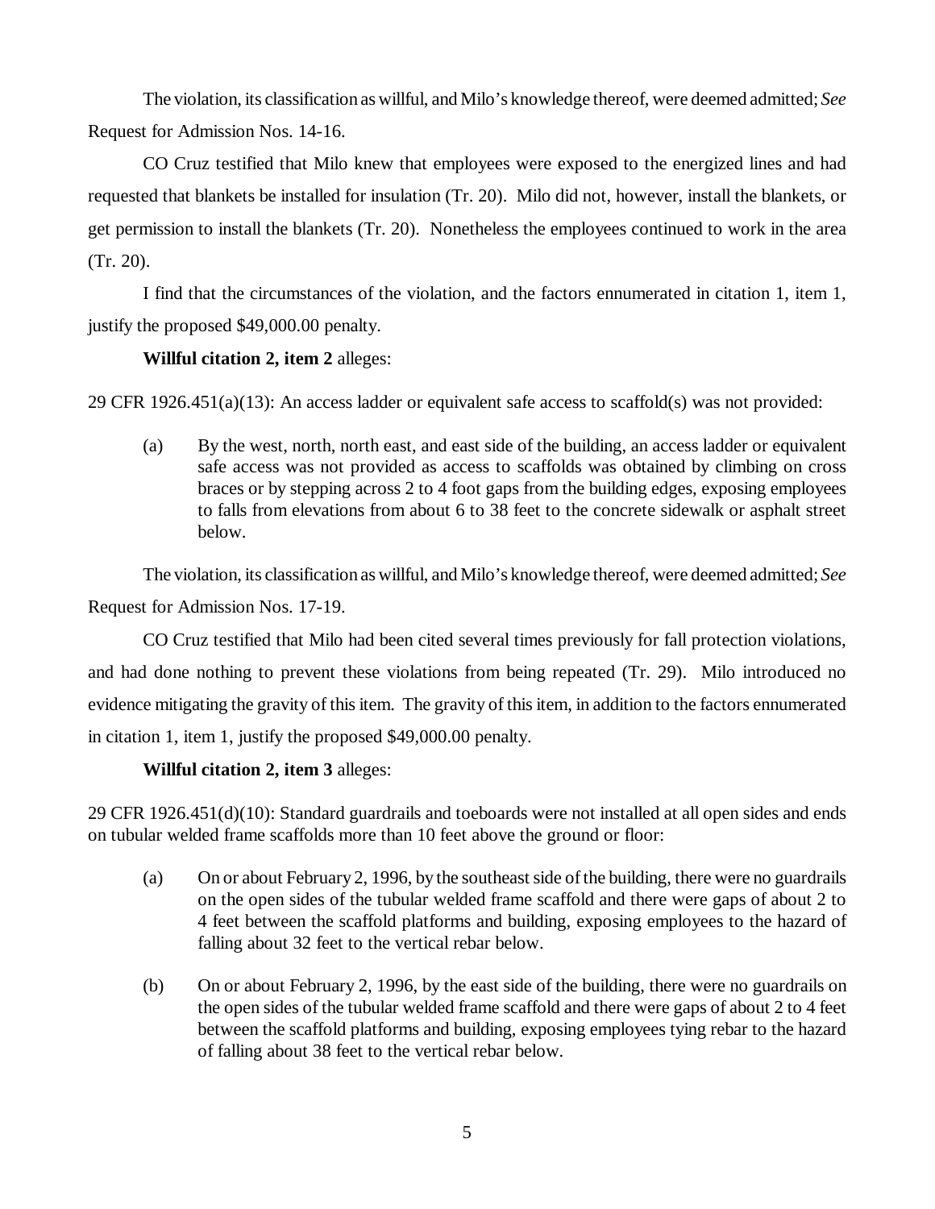The violation, its classification as willful, and Milo's knowledge thereof, were deemed admitted; *See* Request for Admission Nos. 14-16.

CO Cruz testified that Milo knew that employees were exposed to the energized lines and had requested that blankets be installed for insulation (Tr. 20). Milo did not, however, install the blankets, or get permission to install the blankets (Tr. 20). Nonetheless the employees continued to work in the area (Tr. 20).

I find that the circumstances of the violation, and the factors ennumerated in citation 1, item 1, justify the proposed $49,000.00 penalty.

**Willful citation 2, item 2** alleges:

29 CFR 1926.451(a)(13): An access ladder or equivalent safe access to scaffold(s) was not provided:

> (a) By the west, north, north east, and east side of the building, an access ladder or equivalent safe access was not provided as access to scaffolds was obtained by climbing on cross braces or by stepping across 2 to 4 foot gaps from the building edges, exposing employees to falls from elevations from about 6 to 38 feet to the concrete sidewalk or asphalt street below.

The violation, its classification as willful, and Milo's knowledge thereof, were deemed admitted; *See* Request for Admission Nos. 17-19.

CO Cruz testified that Milo had been cited several times previously for fall protection violations, and had done nothing to prevent these violations from being repeated (Tr. 29). Milo introduced no evidence mitigating the gravity of this item. The gravity of this item, in addition to the factors ennumerated in citation 1, item 1, justify the proposed $49,000.00 penalty.

**Willful citation 2, item 3** alleges:

29 CFR 1926.451(d)(10): Standard guardrails and toeboards were not installed at all open sides and ends on tubular welded frame scaffolds more than 10 feet above the ground or floor:

> (a) On or about February 2, 1996, by the southeast side of the building, there were no guardrails on the open sides of the tubular welded frame scaffold and there were gaps of about 2 to 4 feet between the scaffold platforms and building, exposing employees to the hazard of falling about 32 feet to the vertical rebar below.
>
> (b) On or about February 2, 1996, by the east side of the building, there were no guardrails on the open sides of the tubular welded frame scaffold and there were gaps of about 2 to 4 feet between the scaffold platforms and building, exposing employees tying rebar to the hazard of falling about 38 feet to the vertical rebar below.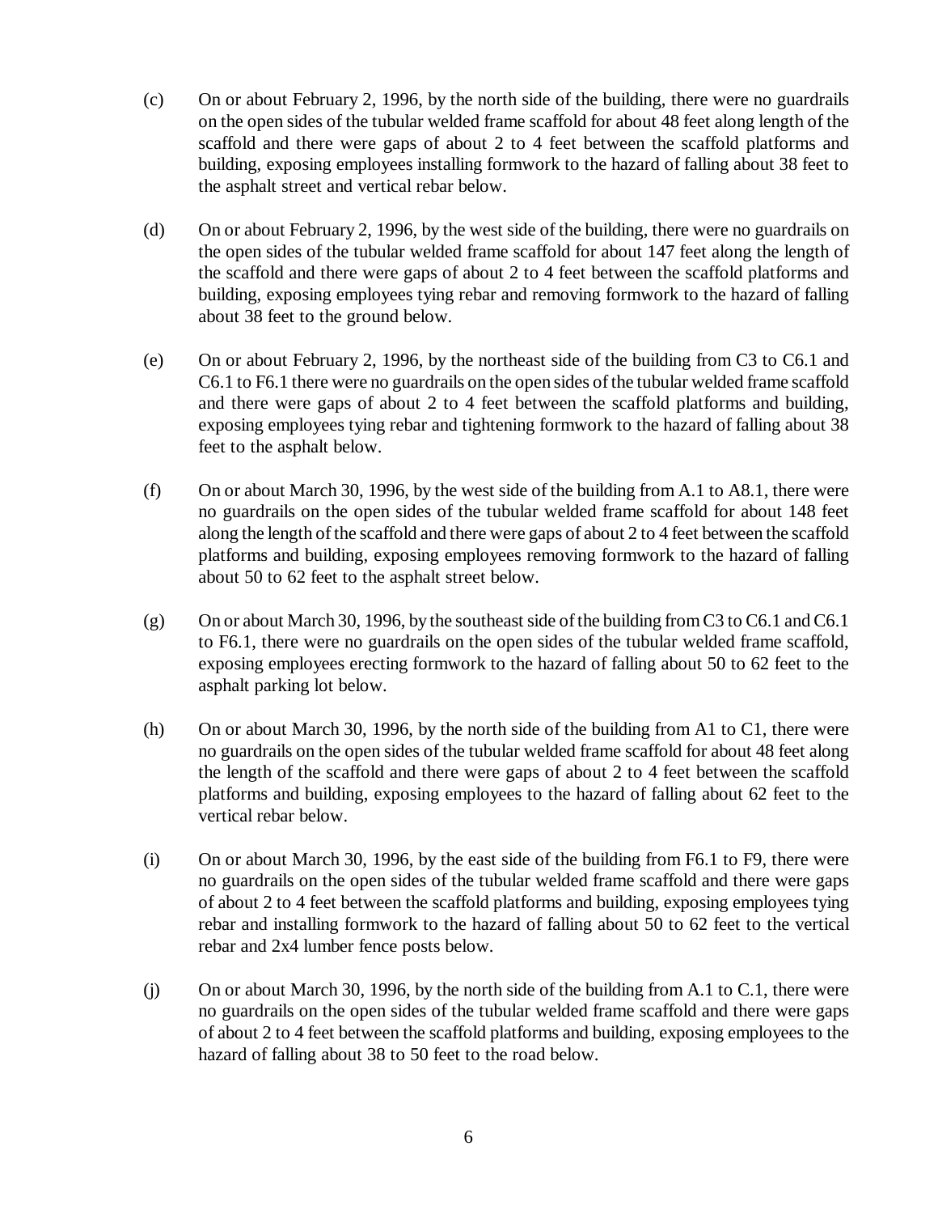(c) On or about February 2, 1996, by the north side of the building, there were no guardrails on the open sides of the tubular welded frame scaffold for about 48 feet along length of the scaffold and there were gaps of about 2 to 4 feet between the scaffold platforms and building, exposing employees installing formwork to the hazard of falling about 38 feet to the asphalt street and vertical rebar below.

(d) On or about February 2, 1996, by the west side of the building, there were no guardrails on the open sides of the tubular welded frame scaffold for about 147 feet along the length of the scaffold and there were gaps of about 2 to 4 feet between the scaffold platforms and building, exposing employees tying rebar and removing formwork to the hazard of falling about 38 feet to the ground below.

(e) On or about February 2, 1996, by the northeast side of the building from C3 to C6.1 and C6.1 to F6.1 there were no guardrails on the open sides of the tubular welded frame scaffold and there were gaps of about 2 to 4 feet between the scaffold platforms and building, exposing employees tying rebar and tightening formwork to the hazard of falling about 38 feet to the asphalt below.

(f) On or about March 30, 1996, by the west side of the building from A.1 to A8.1, there were no guardrails on the open sides of the tubular welded frame scaffold for about 148 feet along the length of the scaffold and there were gaps of about 2 to 4 feet between the scaffold platforms and building, exposing employees removing formwork to the hazard of falling about 50 to 62 feet to the asphalt street below.

(g) On or about March 30, 1996, by the southeast side of the building from C3 to C6.1 and C6.1 to F6.1, there were no guardrails on the open sides of the tubular welded frame scaffold, exposing employees erecting formwork to the hazard of falling about 50 to 62 feet to the asphalt parking lot below.

(h) On or about March 30, 1996, by the north side of the building from A1 to C1, there were no guardrails on the open sides of the tubular welded frame scaffold for about 48 feet along the length of the scaffold and there were gaps of about 2 to 4 feet between the scaffold platforms and building, exposing employees to the hazard of falling about 62 feet to the vertical rebar below.

(i) On or about March 30, 1996, by the east side of the building from F6.1 to F9, there were no guardrails on the open sides of the tubular welded frame scaffold and there were gaps of about 2 to 4 feet between the scaffold platforms and building, exposing employees tying rebar and installing formwork to the hazard of falling about 50 to 62 feet to the vertical rebar and 2x4 lumber fence posts below.

(j) On or about March 30, 1996, by the north side of the building from A.1 to C.1, there were no guardrails on the open sides of the tubular welded frame scaffold and there were gaps of about 2 to 4 feet between the scaffold platforms and building, exposing employees to the hazard of falling about 38 to 50 feet to the road below.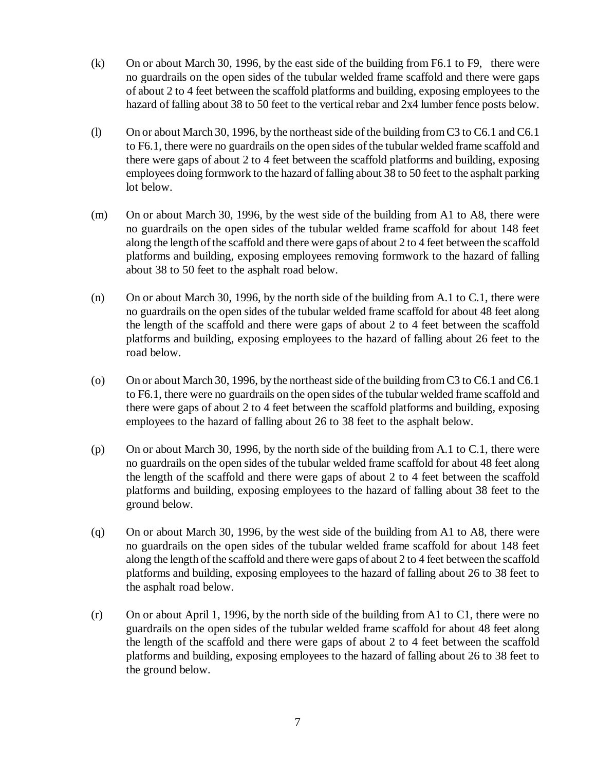(k) On or about March 30, 1996, by the east side of the building from F6.1 to F9, there were no guardrails on the open sides of the tubular welded frame scaffold and there were gaps of about 2 to 4 feet between the scaffold platforms and building, exposing employees to the hazard of falling about 38 to 50 feet to the vertical rebar and 2x4 lumber fence posts below.

(l) On or about March 30, 1996, by the northeast side of the building from C3 to C6.1 and C6.1 to F6.1, there were no guardrails on the open sides of the tubular welded frame scaffold and there were gaps of about 2 to 4 feet between the scaffold platforms and building, exposing employees doing formwork to the hazard of falling about 38 to 50 feet to the asphalt parking lot below.

(m) On or about March 30, 1996, by the west side of the building from A1 to A8, there were no guardrails on the open sides of the tubular welded frame scaffold for about 148 feet along the length of the scaffold and there were gaps of about 2 to 4 feet between the scaffold platforms and building, exposing employees removing formwork to the hazard of falling about 38 to 50 feet to the asphalt road below.

(n) On or about March 30, 1996, by the north side of the building from A.1 to C.1, there were no guardrails on the open sides of the tubular welded frame scaffold for about 48 feet along the length of the scaffold and there were gaps of about 2 to 4 feet between the scaffold platforms and building, exposing employees to the hazard of falling about 26 feet to the road below.

(o) On or about March 30, 1996, by the northeast side of the building from C3 to C6.1 and C6.1 to F6.1, there were no guardrails on the open sides of the tubular welded frame scaffold and there were gaps of about 2 to 4 feet between the scaffold platforms and building, exposing employees to the hazard of falling about 26 to 38 feet to the asphalt below.

(p) On or about March 30, 1996, by the north side of the building from A.1 to C.1, there were no guardrails on the open sides of the tubular welded frame scaffold for about 48 feet along the length of the scaffold and there were gaps of about 2 to 4 feet between the scaffold platforms and building, exposing employees to the hazard of falling about 38 feet to the ground below.

(q) On or about March 30, 1996, by the west side of the building from A1 to A8, there were no guardrails on the open sides of the tubular welded frame scaffold for about 148 feet along the length of the scaffold and there were gaps of about 2 to 4 feet between the scaffold platforms and building, exposing employees to the hazard of falling about 26 to 38 feet to the asphalt road below.

(r) On or about April 1, 1996, by the north side of the building from A1 to C1, there were no guardrails on the open sides of the tubular welded frame scaffold for about 48 feet along the length of the scaffold and there were gaps of about 2 to 4 feet between the scaffold platforms and building, exposing employees to the hazard of falling about 26 to 38 feet to the ground below.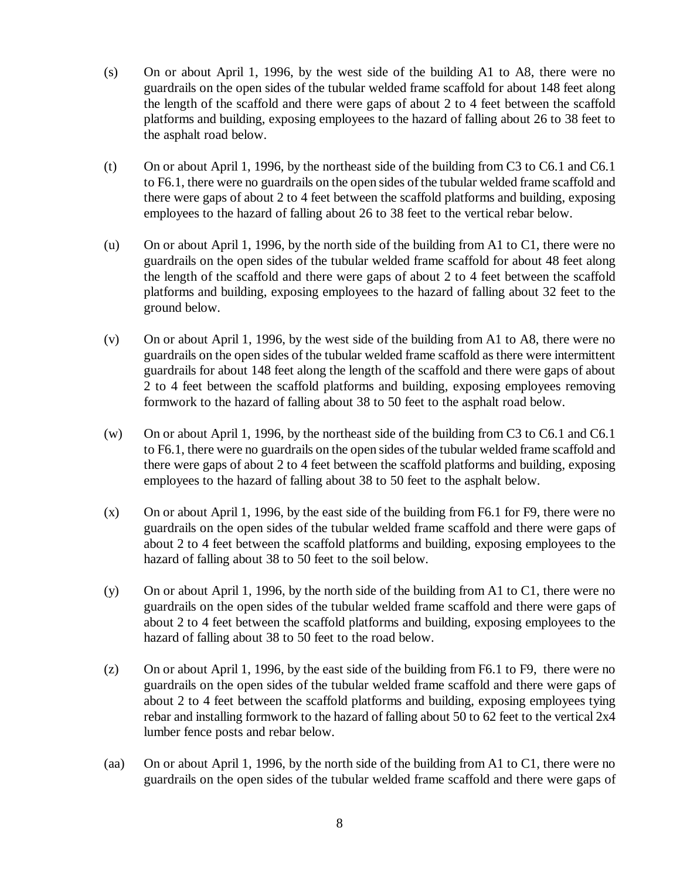(s) On or about April 1, 1996, by the west side of the building A1 to A8, there were no guardrails on the open sides of the tubular welded frame scaffold for about 148 feet along the length of the scaffold and there were gaps of about 2 to 4 feet between the scaffold platforms and building, exposing employees to the hazard of falling about 26 to 38 feet to the asphalt road below.

(t) On or about April 1, 1996, by the northeast side of the building from C3 to C6.1 and C6.1 to F6.1, there were no guardrails on the open sides of the tubular welded frame scaffold and there were gaps of about 2 to 4 feet between the scaffold platforms and building, exposing employees to the hazard of falling about 26 to 38 feet to the vertical rebar below.

(u) On or about April 1, 1996, by the north side of the building from A1 to C1, there were no guardrails on the open sides of the tubular welded frame scaffold for about 48 feet along the length of the scaffold and there were gaps of about 2 to 4 feet between the scaffold platforms and building, exposing employees to the hazard of falling about 32 feet to the ground below.

(v) On or about April 1, 1996, by the west side of the building from A1 to A8, there were no guardrails on the open sides of the tubular welded frame scaffold as there were intermittent guardrails for about 148 feet along the length of the scaffold and there were gaps of about 2 to 4 feet between the scaffold platforms and building, exposing employees removing formwork to the hazard of falling about 38 to 50 feet to the asphalt road below.

(w) On or about April 1, 1996, by the northeast side of the building from C3 to C6.1 and C6.1 to F6.1, there were no guardrails on the open sides of the tubular welded frame scaffold and there were gaps of about 2 to 4 feet between the scaffold platforms and building, exposing employees to the hazard of falling about 38 to 50 feet to the asphalt below.

(x) On or about April 1, 1996, by the east side of the building from F6.1 for F9, there were no guardrails on the open sides of the tubular welded frame scaffold and there were gaps of about 2 to 4 feet between the scaffold platforms and building, exposing employees to the hazard of falling about 38 to 50 feet to the soil below.

(y) On or about April 1, 1996, by the north side of the building from A1 to C1, there were no guardrails on the open sides of the tubular welded frame scaffold and there were gaps of about 2 to 4 feet between the scaffold platforms and building, exposing employees to the hazard of falling about 38 to 50 feet to the road below.

(z) On or about April 1, 1996, by the east side of the building from F6.1 to F9, there were no guardrails on the open sides of the tubular welded frame scaffold and there were gaps of about 2 to 4 feet between the scaffold platforms and building, exposing employees tying rebar and installing formwork to the hazard of falling about 50 to 62 feet to the vertical 2x4 lumber fence posts and rebar below.

(aa) On or about April 1, 1996, by the north side of the building from A1 to C1, there were no guardrails on the open sides of the tubular welded frame scaffold and there were gaps of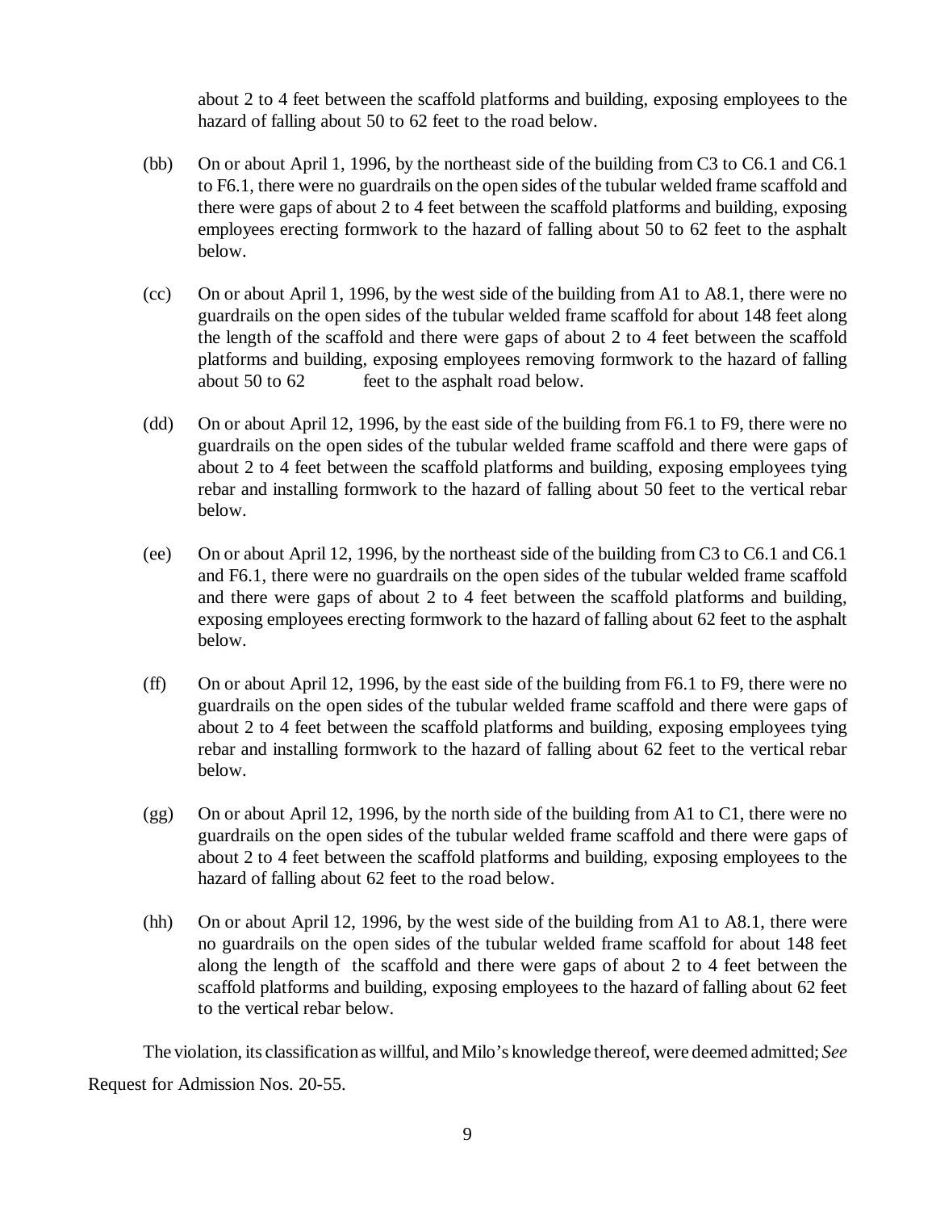about 2 to 4 feet between the scaffold platforms and building, exposing employees to the hazard of falling about 50 to 62 feet to the road below.

(bb) On or about April 1, 1996, by the northeast side of the building from C3 to C6.1 and C6.1 to F6.1, there were no guardrails on the open sides of the tubular welded frame scaffold and there were gaps of about 2 to 4 feet between the scaffold platforms and building, exposing employees erecting formwork to the hazard of falling about 50 to 62 feet to the asphalt below.

(cc) On or about April 1, 1996, by the west side of the building from A1 to A8.1, there were no guardrails on the open sides of the tubular welded frame scaffold for about 148 feet along the length of the scaffold and there were gaps of about 2 to 4 feet between the scaffold platforms and building, exposing employees removing formwork to the hazard of falling about 50 to 62 feet to the asphalt road below.

(dd) On or about April 12, 1996, by the east side of the building from F6.1 to F9, there were no guardrails on the open sides of the tubular welded frame scaffold and there were gaps of about 2 to 4 feet between the scaffold platforms and building, exposing employees tying rebar and installing formwork to the hazard of falling about 50 feet to the vertical rebar below.

(ee) On or about April 12, 1996, by the northeast side of the building from C3 to C6.1 and C6.1 and F6.1, there were no guardrails on the open sides of the tubular welded frame scaffold and there were gaps of about 2 to 4 feet between the scaffold platforms and building, exposing employees erecting formwork to the hazard of falling about 62 feet to the asphalt below.

(ff) On or about April 12, 1996, by the east side of the building from F6.1 to F9, there were no guardrails on the open sides of the tubular welded frame scaffold and there were gaps of about 2 to 4 feet between the scaffold platforms and building, exposing employees tying rebar and installing formwork to the hazard of falling about 62 feet to the vertical rebar below.

(gg) On or about April 12, 1996, by the north side of the building from A1 to C1, there were no guardrails on the open sides of the tubular welded frame scaffold and there were gaps of about 2 to 4 feet between the scaffold platforms and building, exposing employees to the hazard of falling about 62 feet to the road below.

(hh) On or about April 12, 1996, by the west side of the building from A1 to A8.1, there were no guardrails on the open sides of the tubular welded frame scaffold for about 148 feet along the length of the scaffold and there were gaps of about 2 to 4 feet between the scaffold platforms and building, exposing employees to the hazard of falling about 62 feet to the vertical rebar below.

The violation, its classification as willful, and Milo's knowledge thereof, were deemed admitted; *See* Request for Admission Nos. 20-55.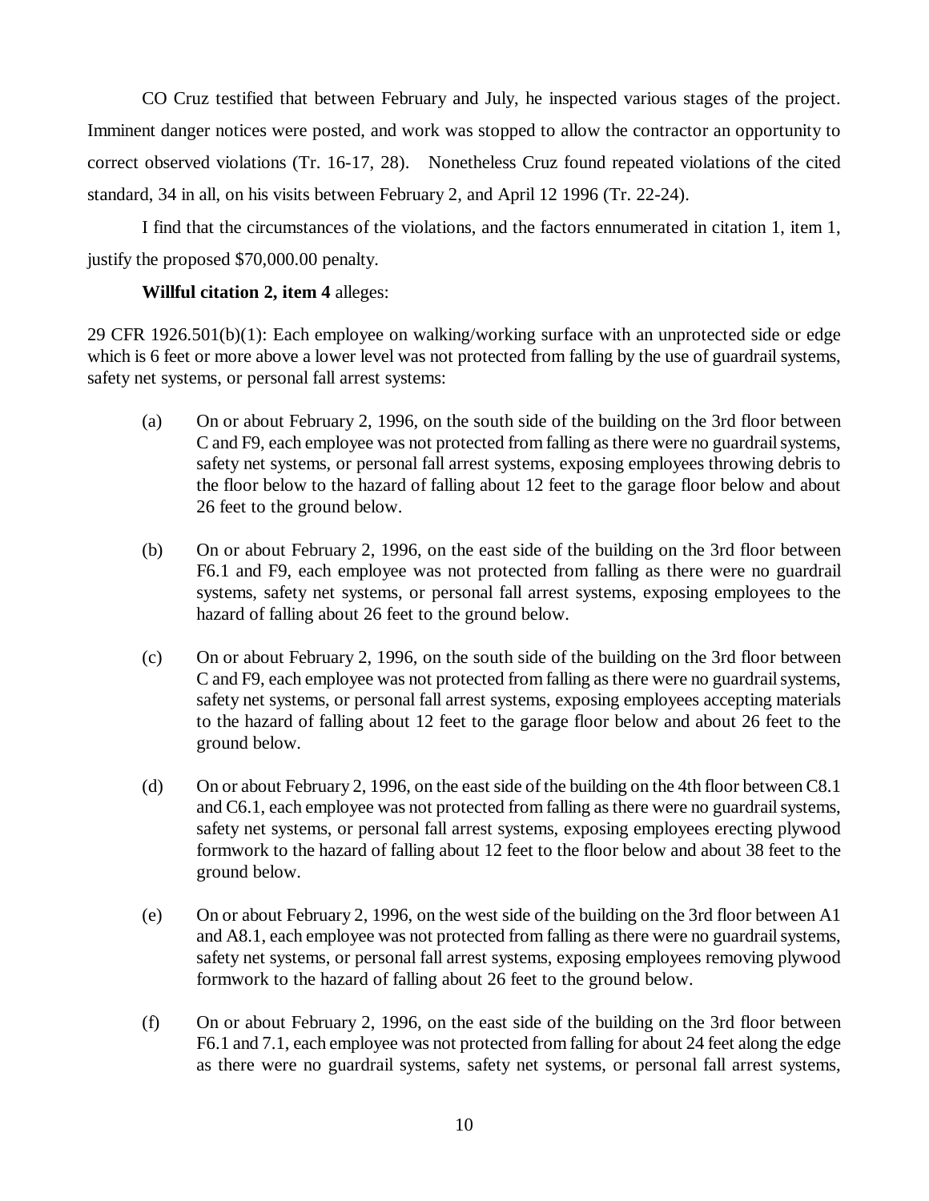CO Cruz testified that between February and July, he inspected various stages of the project. Imminent danger notices were posted, and work was stopped to allow the contractor an opportunity to correct observed violations (Tr. 16-17, 28). Nonetheless Cruz found repeated violations of the cited standard, 34 in all, on his visits between February 2, and April 12 1996 (Tr. 22-24).

I find that the circumstances of the violations, and the factors ennumerated in citation 1, item 1, justify the proposed $70,000.00 penalty.

**Willful citation 2, item 4** alleges:

29 CFR 1926.501(b)(1): Each employee on walking/working surface with an unprotected side or edge which is 6 feet or more above a lower level was not protected from falling by the use of guardrail systems, safety net systems, or personal fall arrest systems:

(a) On or about February 2, 1996, on the south side of the building on the 3rd floor between C and F9, each employee was not protected from falling as there were no guardrail systems, safety net systems, or personal fall arrest systems, exposing employees throwing debris to the floor below to the hazard of falling about 12 feet to the garage floor below and about 26 feet to the ground below.

(b) On or about February 2, 1996, on the east side of the building on the 3rd floor between F6.1 and F9, each employee was not protected from falling as there were no guardrail systems, safety net systems, or personal fall arrest systems, exposing employees to the hazard of falling about 26 feet to the ground below.

(c) On or about February 2, 1996, on the south side of the building on the 3rd floor between C and F9, each employee was not protected from falling as there were no guardrail systems, safety net systems, or personal fall arrest systems, exposing employees accepting materials to the hazard of falling about 12 feet to the garage floor below and about 26 feet to the ground below.

(d) On or about February 2, 1996, on the east side of the building on the 4th floor between C8.1 and C6.1, each employee was not protected from falling as there were no guardrail systems, safety net systems, or personal fall arrest systems, exposing employees erecting plywood formwork to the hazard of falling about 12 feet to the floor below and about 38 feet to the ground below.

(e) On or about February 2, 1996, on the west side of the building on the 3rd floor between A1 and A8.1, each employee was not protected from falling as there were no guardrail systems, safety net systems, or personal fall arrest systems, exposing employees removing plywood formwork to the hazard of falling about 26 feet to the ground below.

(f) On or about February 2, 1996, on the east side of the building on the 3rd floor between F6.1 and 7.1, each employee was not protected from falling for about 24 feet along the edge as there were no guardrail systems, safety net systems, or personal fall arrest systems,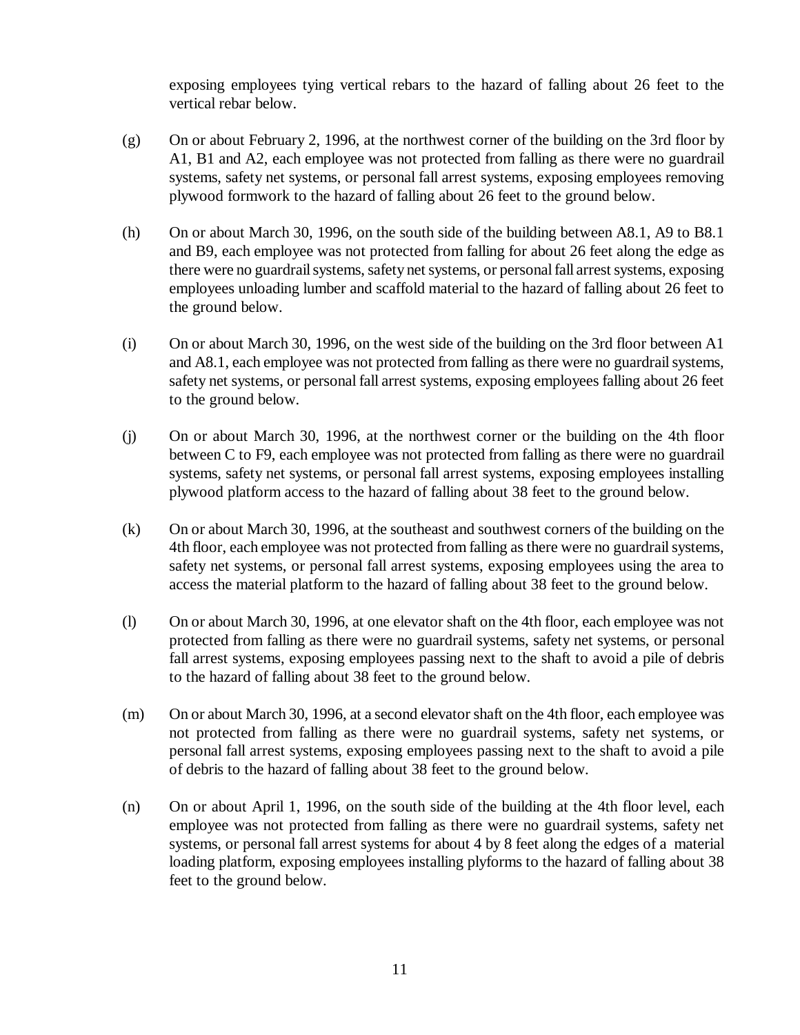exposing employees tying vertical rebars to the hazard of falling about 26 feet to the vertical rebar below.

(g) On or about February 2, 1996, at the northwest corner of the building on the 3rd floor by A1, B1 and A2, each employee was not protected from falling as there were no guardrail systems, safety net systems, or personal fall arrest systems, exposing employees removing plywood formwork to the hazard of falling about 26 feet to the ground below.

(h) On or about March 30, 1996, on the south side of the building between A8.1, A9 to B8.1 and B9, each employee was not protected from falling for about 26 feet along the edge as there were no guardrail systems, safety net systems, or personal fall arrest systems, exposing employees unloading lumber and scaffold material to the hazard of falling about 26 feet to the ground below.

(i) On or about March 30, 1996, on the west side of the building on the 3rd floor between A1 and A8.1, each employee was not protected from falling as there were no guardrail systems, safety net systems, or personal fall arrest systems, exposing employees falling about 26 feet to the ground below.

(j) On or about March 30, 1996, at the northwest corner or the building on the 4th floor between C to F9, each employee was not protected from falling as there were no guardrail systems, safety net systems, or personal fall arrest systems, exposing employees installing plywood platform access to the hazard of falling about 38 feet to the ground below.

(k) On or about March 30, 1996, at the southeast and southwest corners of the building on the 4th floor, each employee was not protected from falling as there were no guardrail systems, safety net systems, or personal fall arrest systems, exposing employees using the area to access the material platform to the hazard of falling about 38 feet to the ground below.

(l) On or about March 30, 1996, at one elevator shaft on the 4th floor, each employee was not protected from falling as there were no guardrail systems, safety net systems, or personal fall arrest systems, exposing employees passing next to the shaft to avoid a pile of debris to the hazard of falling about 38 feet to the ground below.

(m) On or about March 30, 1996, at a second elevator shaft on the 4th floor, each employee was not protected from falling as there were no guardrail systems, safety net systems, or personal fall arrest systems, exposing employees passing next to the shaft to avoid a pile of debris to the hazard of falling about 38 feet to the ground below.

(n) On or about April 1, 1996, on the south side of the building at the 4th floor level, each employee was not protected from falling as there were no guardrail systems, safety net systems, or personal fall arrest systems for about 4 by 8 feet along the edges of a material loading platform, exposing employees installing plyforms to the hazard of falling about 38 feet to the ground below.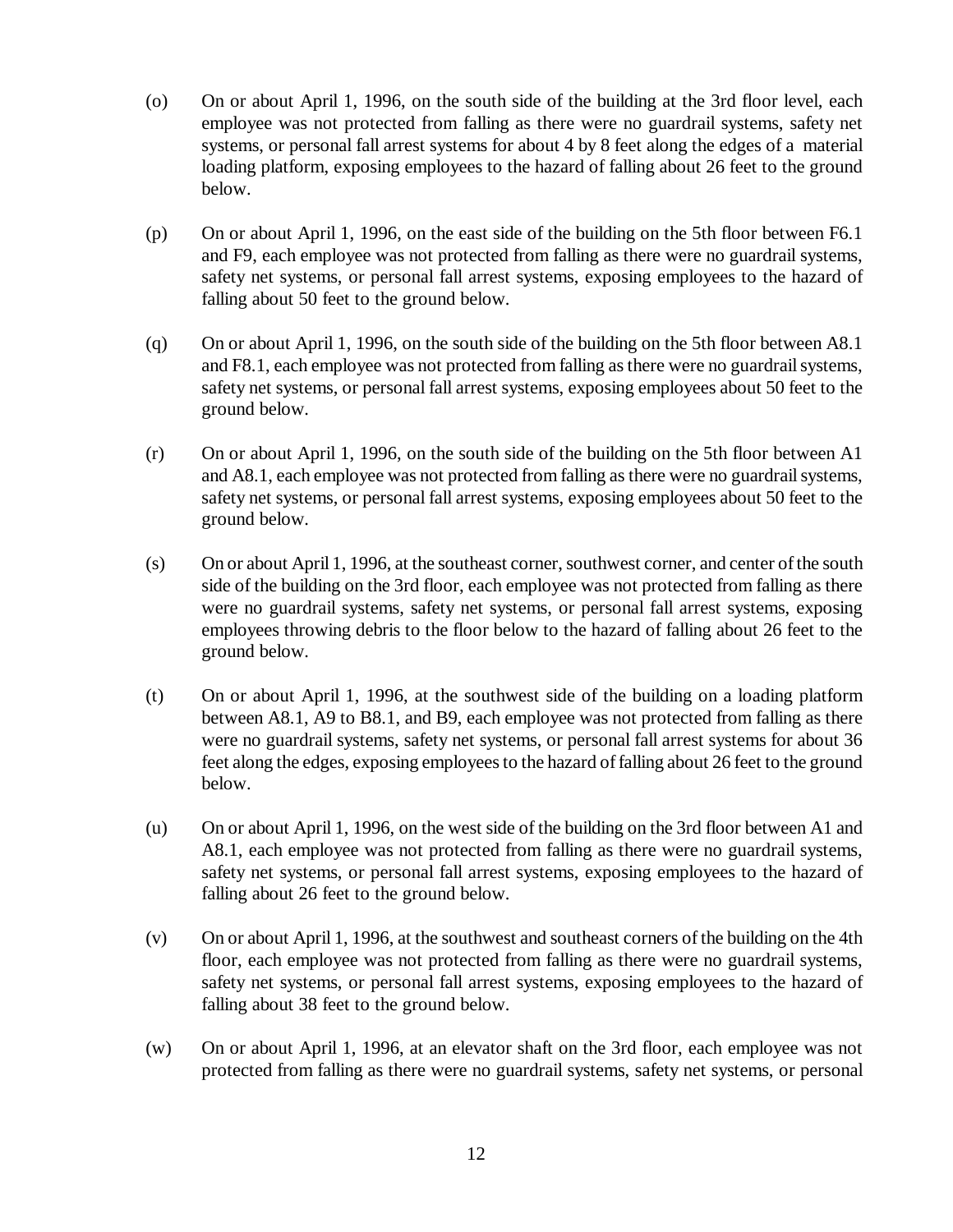(o) On or about April 1, 1996, on the south side of the building at the 3rd floor level, each employee was not protected from falling as there were no guardrail systems, safety net systems, or personal fall arrest systems for about 4 by 8 feet along the edges of a material loading platform, exposing employees to the hazard of falling about 26 feet to the ground below.

(p) On or about April 1, 1996, on the east side of the building on the 5th floor between F6.1 and F9, each employee was not protected from falling as there were no guardrail systems, safety net systems, or personal fall arrest systems, exposing employees to the hazard of falling about 50 feet to the ground below.

(q) On or about April 1, 1996, on the south side of the building on the 5th floor between A8.1 and F8.1, each employee was not protected from falling as there were no guardrail systems, safety net systems, or personal fall arrest systems, exposing employees about 50 feet to the ground below.

(r) On or about April 1, 1996, on the south side of the building on the 5th floor between A1 and A8.1, each employee was not protected from falling as there were no guardrail systems, safety net systems, or personal fall arrest systems, exposing employees about 50 feet to the ground below.

(s) On or about April 1, 1996, at the southeast corner, southwest corner, and center of the south side of the building on the 3rd floor, each employee was not protected from falling as there were no guardrail systems, safety net systems, or personal fall arrest systems, exposing employees throwing debris to the floor below to the hazard of falling about 26 feet to the ground below.

(t) On or about April 1, 1996, at the southwest side of the building on a loading platform between A8.1, A9 to B8.1, and B9, each employee was not protected from falling as there were no guardrail systems, safety net systems, or personal fall arrest systems for about 36 feet along the edges, exposing employees to the hazard of falling about 26 feet to the ground below.

(u) On or about April 1, 1996, on the west side of the building on the 3rd floor between A1 and A8.1, each employee was not protected from falling as there were no guardrail systems, safety net systems, or personal fall arrest systems, exposing employees to the hazard of falling about 26 feet to the ground below.

(v) On or about April 1, 1996, at the southwest and southeast corners of the building on the 4th floor, each employee was not protected from falling as there were no guardrail systems, safety net systems, or personal fall arrest systems, exposing employees to the hazard of falling about 38 feet to the ground below.

(w) On or about April 1, 1996, at an elevator shaft on the 3rd floor, each employee was not protected from falling as there were no guardrail systems, safety net systems, or personal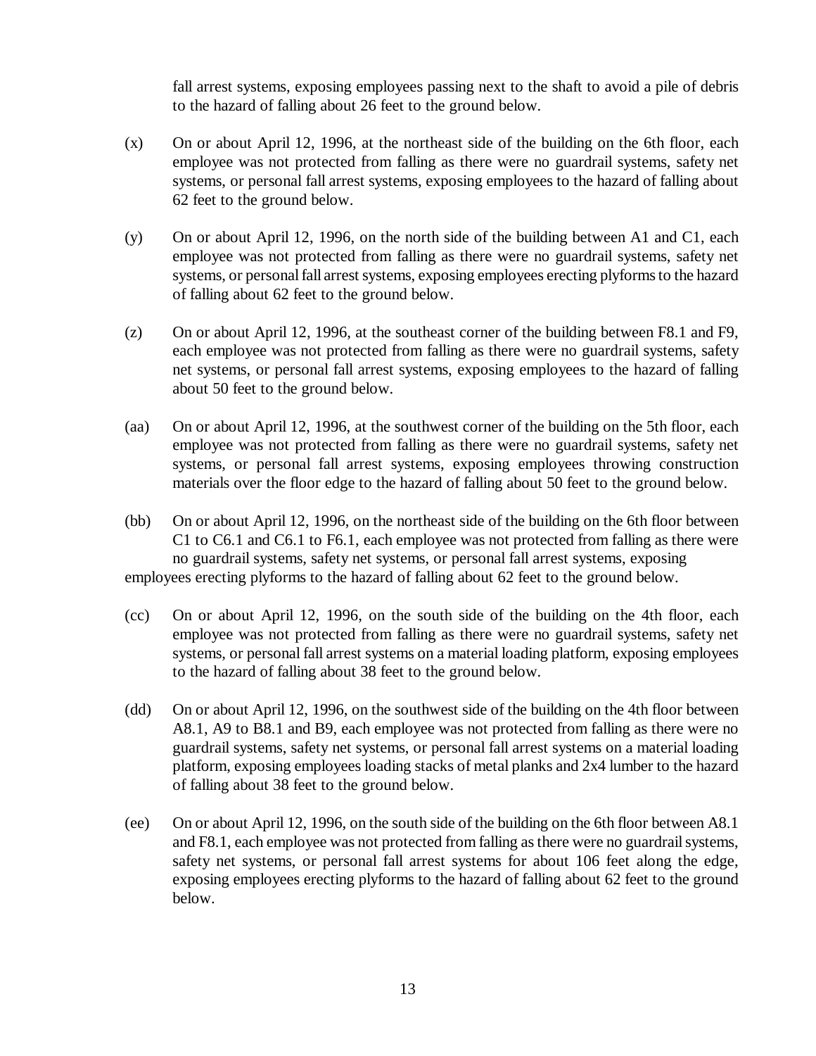fall arrest systems, exposing employees passing next to the shaft to avoid a pile of debris to the hazard of falling about 26 feet to the ground below.

(x) On or about April 12, 1996, at the northeast side of the building on the 6th floor, each employee was not protected from falling as there were no guardrail systems, safety net systems, or personal fall arrest systems, exposing employees to the hazard of falling about 62 feet to the ground below.

(y) On or about April 12, 1996, on the north side of the building between A1 and C1, each employee was not protected from falling as there were no guardrail systems, safety net systems, or personal fall arrest systems, exposing employees erecting plyforms to the hazard of falling about 62 feet to the ground below.

(z) On or about April 12, 1996, at the southeast corner of the building between F8.1 and F9, each employee was not protected from falling as there were no guardrail systems, safety net systems, or personal fall arrest systems, exposing employees to the hazard of falling about 50 feet to the ground below.

(aa) On or about April 12, 1996, at the southwest corner of the building on the 5th floor, each employee was not protected from falling as there were no guardrail systems, safety net systems, or personal fall arrest systems, exposing employees throwing construction materials over the floor edge to the hazard of falling about 50 feet to the ground below.

(bb) On or about April 12, 1996, on the northeast side of the building on the 6th floor between C1 to C6.1 and C6.1 to F6.1, each employee was not protected from falling as there were no guardrail systems, safety net systems, or personal fall arrest systems, exposing employees erecting plyforms to the hazard of falling about 62 feet to the ground below.

(cc) On or about April 12, 1996, on the south side of the building on the 4th floor, each employee was not protected from falling as there were no guardrail systems, safety net systems, or personal fall arrest systems on a material loading platform, exposing employees to the hazard of falling about 38 feet to the ground below.

(dd) On or about April 12, 1996, on the southwest side of the building on the 4th floor between A8.1, A9 to B8.1 and B9, each employee was not protected from falling as there were no guardrail systems, safety net systems, or personal fall arrest systems on a material loading platform, exposing employees loading stacks of metal planks and 2x4 lumber to the hazard of falling about 38 feet to the ground below.

(ee) On or about April 12, 1996, on the south side of the building on the 6th floor between A8.1 and F8.1, each employee was not protected from falling as there were no guardrail systems, safety net systems, or personal fall arrest systems for about 106 feet along the edge, exposing employees erecting plyforms to the hazard of falling about 62 feet to the ground below.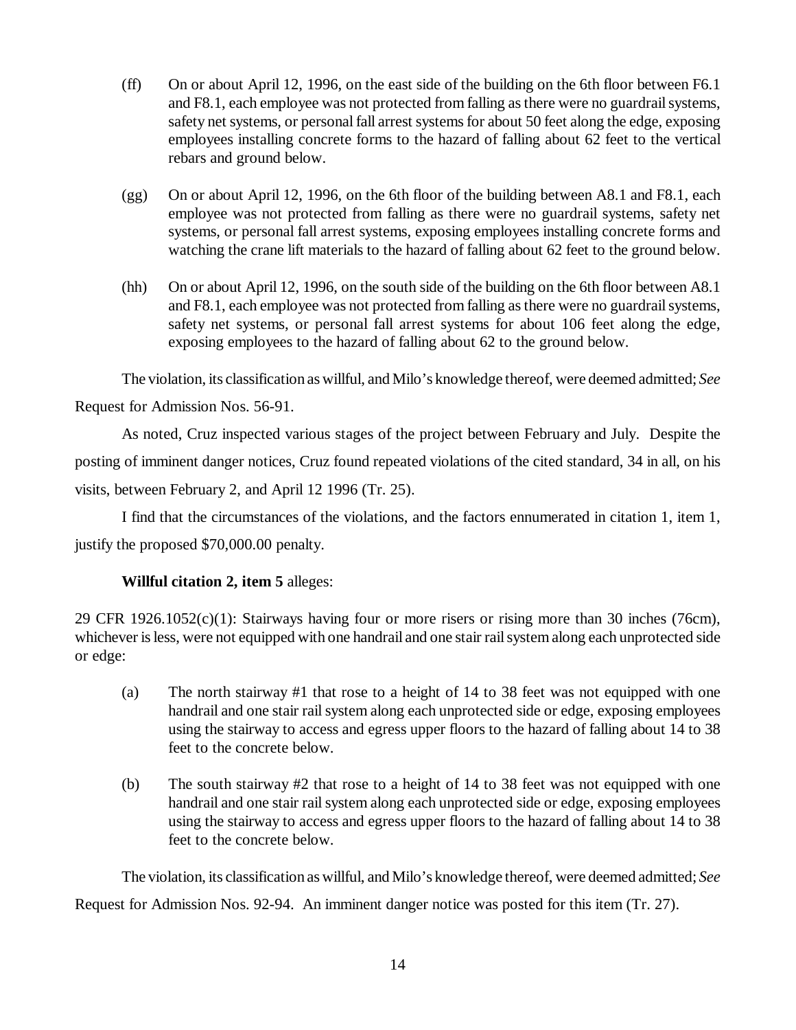(ff) On or about April 12, 1996, on the east side of the building on the 6th floor between F6.1 and F8.1, each employee was not protected from falling as there were no guardrail systems, safety net systems, or personal fall arrest systems for about 50 feet along the edge, exposing employees installing concrete forms to the hazard of falling about 62 feet to the vertical rebars and ground below.

(gg) On or about April 12, 1996, on the 6th floor of the building between A8.1 and F8.1, each employee was not protected from falling as there were no guardrail systems, safety net systems, or personal fall arrest systems, exposing employees installing concrete forms and watching the crane lift materials to the hazard of falling about 62 feet to the ground below.

(hh) On or about April 12, 1996, on the south side of the building on the 6th floor between A8.1 and F8.1, each employee was not protected from falling as there were no guardrail systems, safety net systems, or personal fall arrest systems for about 106 feet along the edge, exposing employees to the hazard of falling about 62 to the ground below.

The violation, its classification as willful, and Milo's knowledge thereof, were deemed admitted; *See* Request for Admission Nos. 56-91.

As noted, Cruz inspected various stages of the project between February and July. Despite the posting of imminent danger notices, Cruz found repeated violations of the cited standard, 34 in all, on his visits, between February 2, and April 12 1996 (Tr. 25).

I find that the circumstances of the violations, and the factors ennumerated in citation 1, item 1, justify the proposed $70,000.00 penalty.

**Willful citation 2, item 5** alleges:

29 CFR 1926.1052(c)(1): Stairways having four or more risers or rising more than 30 inches (76cm), whichever is less, were not equipped with one handrail and one stair rail system along each unprotected side or edge:

(a) The north stairway #1 that rose to a height of 14 to 38 feet was not equipped with one handrail and one stair rail system along each unprotected side or edge, exposing employees using the stairway to access and egress upper floors to the hazard of falling about 14 to 38 feet to the concrete below.

(b) The south stairway #2 that rose to a height of 14 to 38 feet was not equipped with one handrail and one stair rail system along each unprotected side or edge, exposing employees using the stairway to access and egress upper floors to the hazard of falling about 14 to 38 feet to the concrete below.

The violation, its classification as willful, and Milo's knowledge thereof, were deemed admitted; *See* Request for Admission Nos. 92-94. An imminent danger notice was posted for this item (Tr. 27).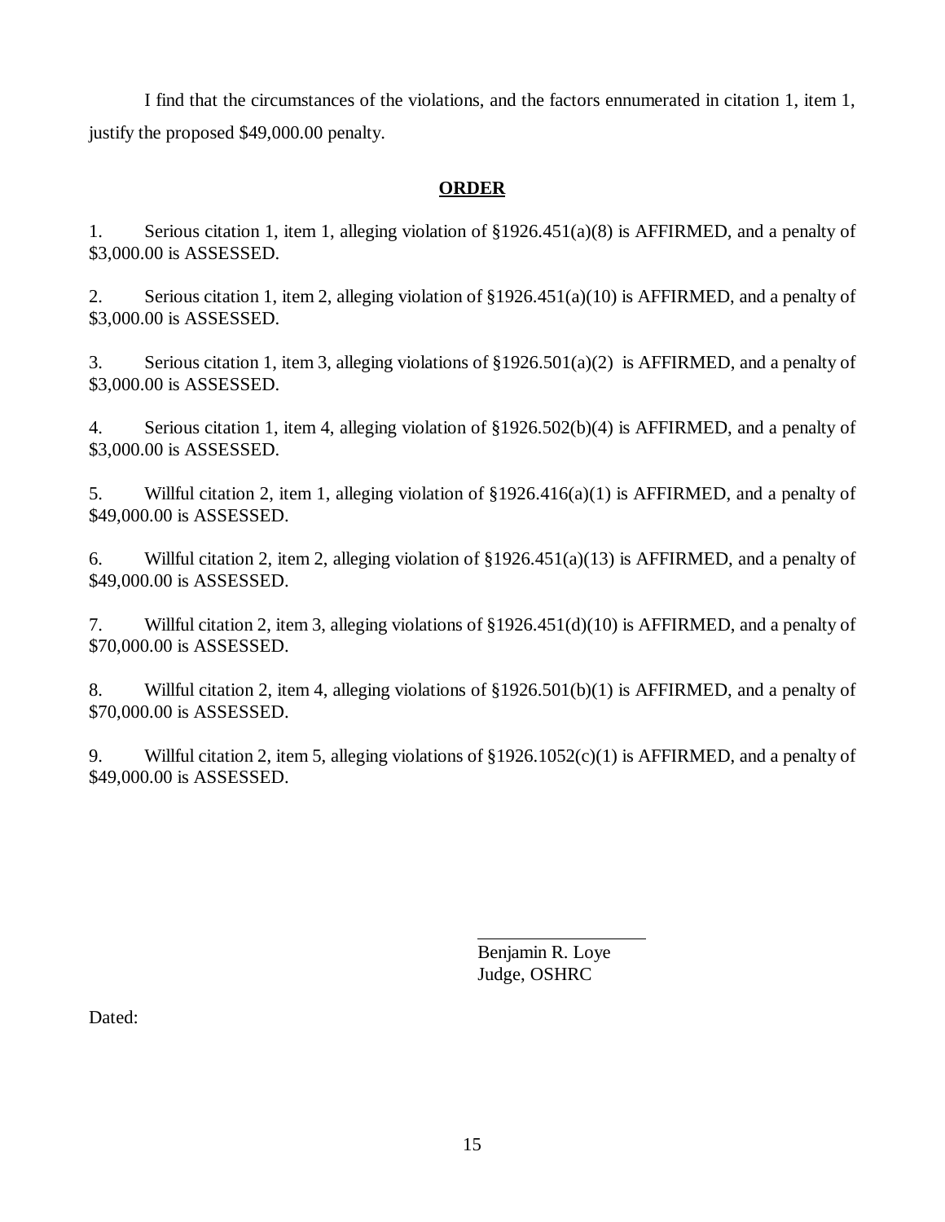I find that the circumstances of the violations, and the factors ennumerated in citation 1, item 1, justify the proposed $49,000.00 penalty.

## ORDER

1. Serious citation 1, item 1, alleging violation of §1926.451(a)(8) is AFFIRMED, and a penalty of $3,000.00 is ASSESSED.

2. Serious citation 1, item 2, alleging violation of §1926.451(a)(10) is AFFIRMED, and a penalty of $3,000.00 is ASSESSED.

3. Serious citation 1, item 3, alleging violations of §1926.501(a)(2) is AFFIRMED, and a penalty of $3,000.00 is ASSESSED.

4. Serious citation 1, item 4, alleging violation of §1926.502(b)(4) is AFFIRMED, and a penalty of $3,000.00 is ASSESSED.

5. Willful citation 2, item 1, alleging violation of §1926.416(a)(1) is AFFIRMED, and a penalty of $49,000.00 is ASSESSED.

6. Willful citation 2, item 2, alleging violation of §1926.451(a)(13) is AFFIRMED, and a penalty of $49,000.00 is ASSESSED.

7. Willful citation 2, item 3, alleging violations of §1926.451(d)(10) is AFFIRMED, and a penalty of $70,000.00 is ASSESSED.

8. Willful citation 2, item 4, alleging violations of §1926.501(b)(1) is AFFIRMED, and a penalty of $70,000.00 is ASSESSED.

9. Willful citation 2, item 5, alleging violations of §1926.1052(c)(1) is AFFIRMED, and a penalty of $49,000.00 is ASSESSED.

Benjamin R. Loye
Judge, OSHRC

Dated: